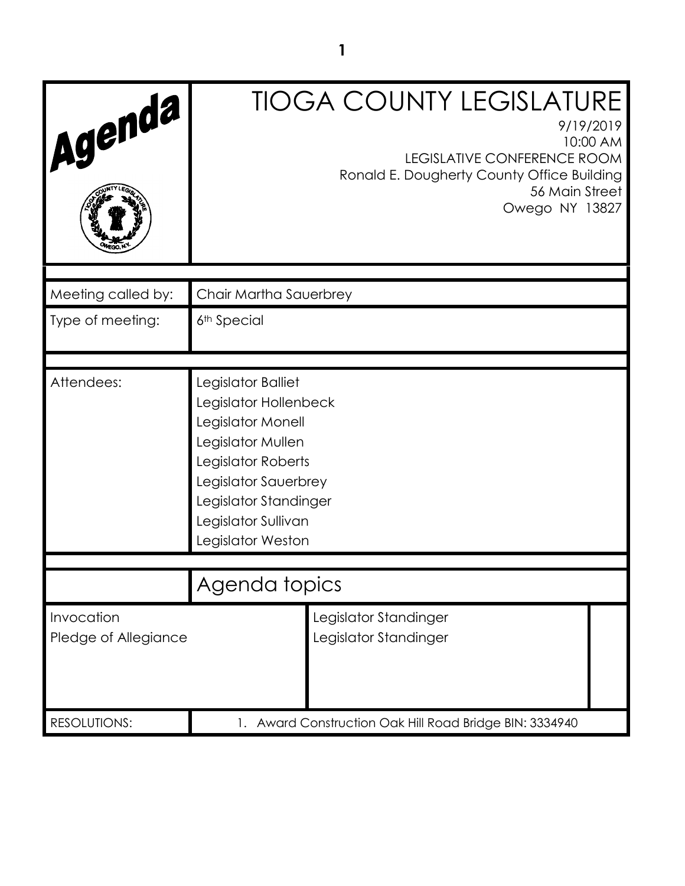**Agenda**

# TIOGA COUNTY LEGISLATURE

9/19/2019
10:00 AM
LEGISLATIVE CONFERENCE ROOM
Ronald E. Dougherty County Office Building
56 Main Street
Owego NY 13827

| | |
|---|---|
| Meeting called by: | Chair Martha Sauerbrey |
| Type of meeting: | 6th Special |

| | |
|---|---|
| Attendees: | Legislator Balliet<br>Legislator Hollenbeck<br>Legislator Monell<br>Legislator Mullen<br>Legislator Roberts<br>Legislator Sauerbrey<br>Legislator Standinger<br>Legislator Sullivan<br>Legislator Weston |

## Agenda topics

| | |
|---|---|
| Invocation | Legislator Standinger |
| Pledge of Allegiance | Legislator Standinger |

| | |
|---|---|
| RESOLUTIONS: | 1. Award Construction Oak Hill Road Bridge BIN: 3334940 |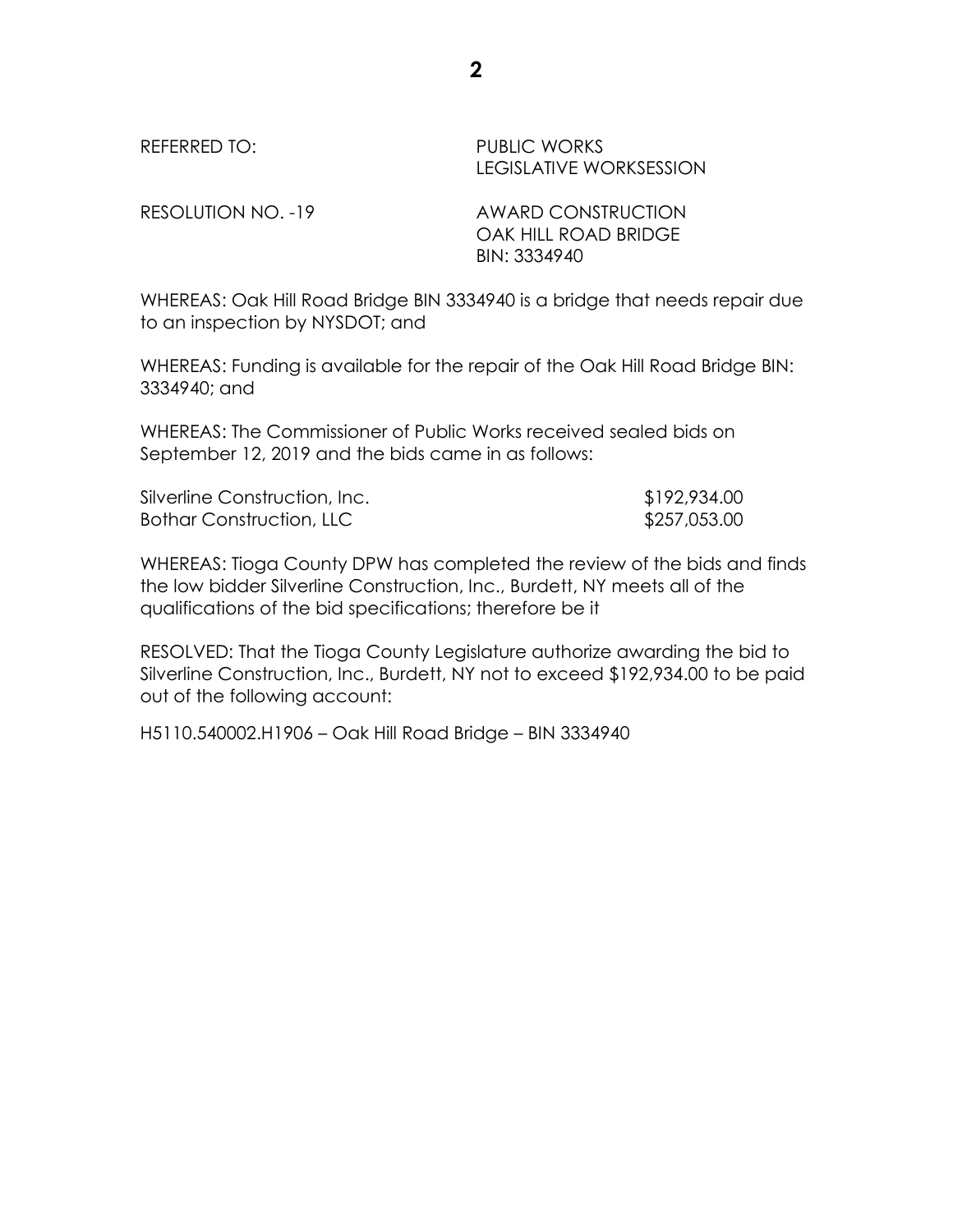REFERRED TO: PUBLIC WORKS
LEGISLATIVE WORKSESSION

RESOLUTION NO. -19 AWARD CONSTRUCTION
OAK HILL ROAD BRIDGE
BIN: 3334940

WHEREAS: Oak Hill Road Bridge BIN 3334940 is a bridge that needs repair due to an inspection by NYSDOT; and

WHEREAS: Funding is available for the repair of the Oak Hill Road Bridge BIN: 3334940; and

WHEREAS: The Commissioner of Public Works received sealed bids on September 12, 2019 and the bids came in as follows:

| | |
|---|---|
| Silverline Construction, Inc. | $192,934.00 |
| Bothar Construction, LLC | $257,053.00 |

WHEREAS: Tioga County DPW has completed the review of the bids and finds the low bidder Silverline Construction, Inc., Burdett, NY meets all of the qualifications of the bid specifications; therefore be it

RESOLVED: That the Tioga County Legislature authorize awarding the bid to Silverline Construction, Inc., Burdett, NY not to exceed $192,934.00 to be paid out of the following account:

H5110.540002.H1906 – Oak Hill Road Bridge – BIN 3334940